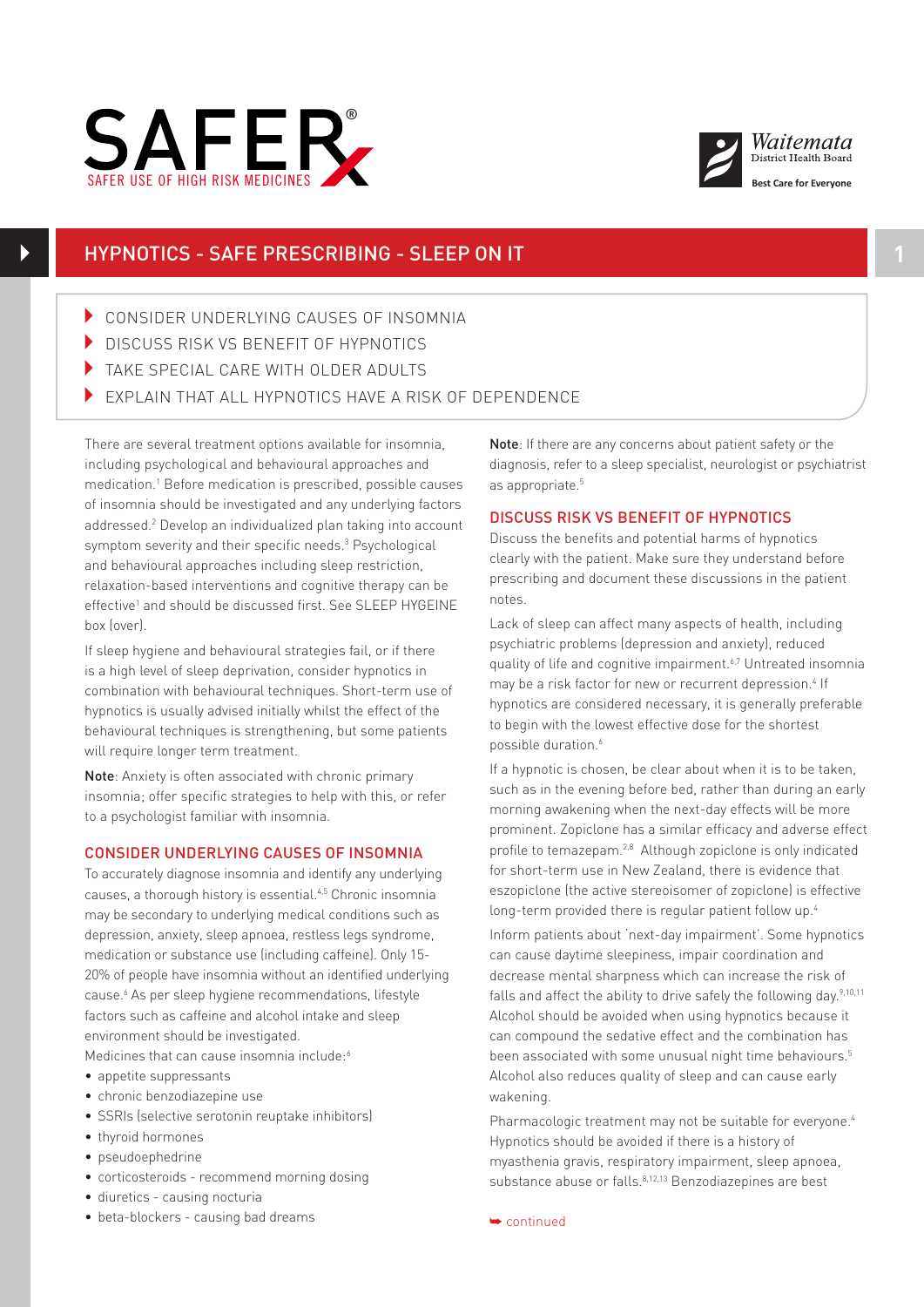# SAFER USE OF HIGH RISK MEDICINES

Waitemata District Health Board
Best Care for Everyone

## HYPNOTICS - SAFE PRESCRIBING - SLEEP ON IT

- CONSIDER UNDERLYING CAUSES OF INSOMNIA
- DISCUSS RISK VS BENEFIT OF HYPNOTICS
- TAKE SPECIAL CARE WITH OLDER ADULTS
- EXPLAIN THAT ALL HYPNOTICS HAVE A RISK OF DEPENDENCE

There are several treatment options available for insomnia, including psychological and behavioural approaches and medication.[1] Before medication is prescribed, possible causes of insomnia should be investigated and any underlying factors addressed.[2] Develop an individualized plan taking into account symptom severity and their specific needs.[3] Psychological and behavioural approaches including sleep restriction, relaxation-based interventions and cognitive therapy can be effective[1] and should be discussed first. See SLEEP HYGEINE box (over).

If sleep hygiene and behavioural strategies fail, or if there is a high level of sleep deprivation, consider hypnotics in combination with behavioural techniques. Short-term use of hypnotics is usually advised initially whilst the effect of the behavioural techniques is strengthening, but some patients will require longer term treatment.

**Note**: Anxiety is often associated with chronic primary insomnia; offer specific strategies to help with this, or refer to a psychologist familiar with insomnia.

### CONSIDER UNDERLYING CAUSES OF INSOMNIA

To accurately diagnose insomnia and identify any underlying causes, a thorough history is essential.[4,5] Chronic insomnia may be secondary to underlying medical conditions such as depression, anxiety, sleep apnoea, restless legs syndrome, medication or substance use (including caffeine). Only 15-20% of people have insomnia without an identified underlying cause.[6] As per sleep hygiene recommendations, lifestyle factors such as caffeine and alcohol intake and sleep environment should be investigated.

Medicines that can cause insomnia include:[6]

- appetite suppressants
- chronic benzodiazepine use
- SSRIs (selective serotonin reuptake inhibitors)
- thyroid hormones
- pseudoephedrine
- corticosteroids - recommend morning dosing
- diuretics - causing nocturia
- beta-blockers - causing bad dreams

**Note**: If there are any concerns about patient safety or the diagnosis, refer to a sleep specialist, neurologist or psychiatrist as appropriate.[5]

### DISCUSS RISK VS BENEFIT OF HYPNOTICS

Discuss the benefits and potential harms of hypnotics clearly with the patient. Make sure they understand before prescribing and document these discussions in the patient notes.

Lack of sleep can affect many aspects of health, including psychiatric problems (depression and anxiety), reduced quality of life and cognitive impairment.[6,7] Untreated insomnia may be a risk factor for new or recurrent depression.[4] If hypnotics are considered necessary, it is generally preferable to begin with the lowest effective dose for the shortest possible duration.[6]

If a hypnotic is chosen, be clear about when it is to be taken, such as in the evening before bed, rather than during an early morning awakening when the next-day effects will be more prominent. Zopiclone has a similar efficacy and adverse effect profile to temazepam.[2,8] Although zopiclone is only indicated for short-term use in New Zealand, there is evidence that eszopiclone (the active stereoisomer of zopiclone) is effective long-term provided there is regular patient follow up.[4]

Inform patients about 'next-day impairment'. Some hypnotics can cause daytime sleepiness, impair coordination and decrease mental sharpness which can increase the risk of falls and affect the ability to drive safely the following day.[9,10,11] Alcohol should be avoided when using hypnotics because it can compound the sedative effect and the combination has been associated with some unusual night time behaviours.[5] Alcohol also reduces quality of sleep and can cause early wakening.

Pharmacologic treatment may not be suitable for everyone.[4] Hypnotics should be avoided if there is a history of myasthenia gravis, respiratory impairment, sleep apnoea, substance abuse or falls.[8,12,13] Benzodiazepines are best

continued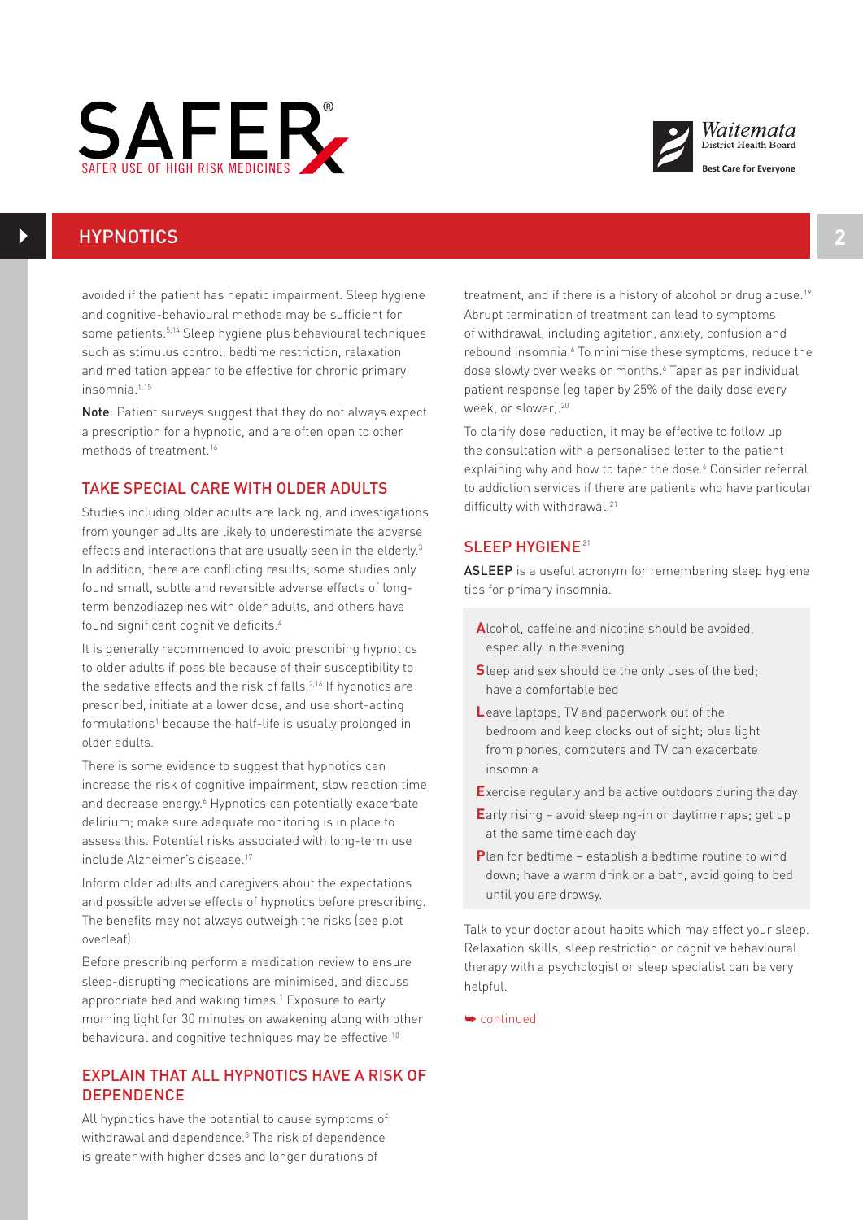## HYPNOTICS

avoided if the patient has hepatic impairment. Sleep hygiene and cognitive-behavioural methods may be sufficient for some patients.[5,14] Sleep hygiene plus behavioural techniques such as stimulus control, bedtime restriction, relaxation and meditation appear to be effective for chronic primary insomnia.[1,15]

**Note**: Patient surveys suggest that they do not always expect a prescription for a hypnotic, and are often open to other methods of treatment.[16]

### TAKE SPECIAL CARE WITH OLDER ADULTS

Studies including older adults are lacking, and investigations from younger adults are likely to underestimate the adverse effects and interactions that are usually seen in the elderly.[3] In addition, there are conflicting results; some studies only found small, subtle and reversible adverse effects of long-term benzodiazepines with older adults, and others have found significant cognitive deficits.[4]

It is generally recommended to avoid prescribing hypnotics to older adults if possible because of their susceptibility to the sedative effects and the risk of falls.[2,16] If hypnotics are prescribed, initiate at a lower dose, and use short-acting formulations[1] because the half-life is usually prolonged in older adults.

There is some evidence to suggest that hypnotics can increase the risk of cognitive impairment, slow reaction time and decrease energy.[6] Hypnotics can potentially exacerbate delirium; make sure adequate monitoring is in place to assess this. Potential risks associated with long-term use include Alzheimer's disease.[17]

Inform older adults and caregivers about the expectations and possible adverse effects of hypnotics before prescribing. The benefits may not always outweigh the risks (see plot overleaf).

Before prescribing perform a medication review to ensure sleep-disrupting medications are minimised, and discuss appropriate bed and waking times.[1] Exposure to early morning light for 30 minutes on awakening along with other behavioural and cognitive techniques may be effective.[18]

### EXPLAIN THAT ALL HYPNOTICS HAVE A RISK OF DEPENDENCE

All hypnotics have the potential to cause symptoms of withdrawal and dependence.[8] The risk of dependence is greater with higher doses and longer durations of treatment, and if there is a history of alcohol or drug abuse.[19] Abrupt termination of treatment can lead to symptoms of withdrawal, including agitation, anxiety, confusion and rebound insomnia.[6] To minimise these symptoms, reduce the dose slowly over weeks or months.[6] Taper as per individual patient response (eg taper by 25% of the daily dose every week, or slower).[20]

To clarify dose reduction, it may be effective to follow up the consultation with a personalised letter to the patient explaining why and how to taper the dose.[6] Consider referral to addiction services if there are patients who have particular difficulty with withdrawal.[21]

### SLEEP HYGIENE[21]

**ASLEEP** is a useful acronym for remembering sleep hygiene tips for primary insomnia.

- **A**lcohol, caffeine and nicotine should be avoided, especially in the evening
- **S**leep and sex should be the only uses of the bed; have a comfortable bed
- **L**eave laptops, TV and paperwork out of the bedroom and keep clocks out of sight; blue light from phones, computers and TV can exacerbate insomnia
- **E**xercise regularly and be active outdoors during the day
- **E**arly rising – avoid sleeping-in or daytime naps; get up at the same time each day
- **P**lan for bedtime – establish a bedtime routine to wind down; have a warm drink or a bath, avoid going to bed until you are drowsy.

Talk to your doctor about habits which may affect your sleep. Relaxation skills, sleep restriction or cognitive behavioural therapy with a psychologist or sleep specialist can be very helpful.

➥ continued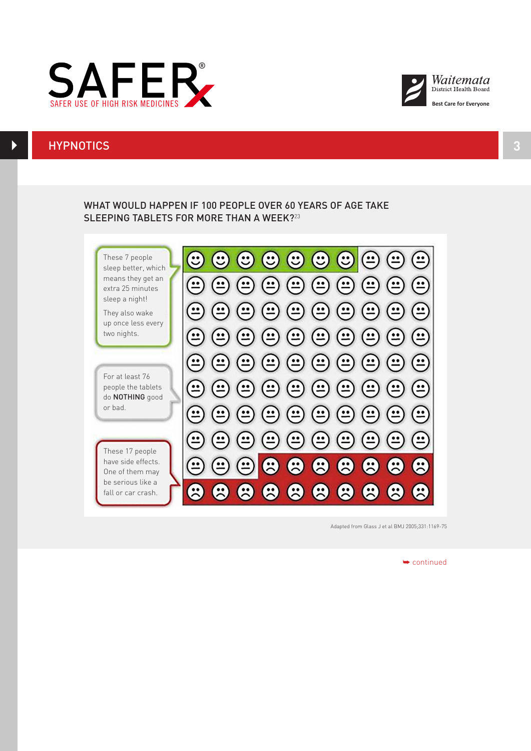# HYPNOTICS

## WHAT WOULD HAPPEN IF 100 PEOPLE OVER 60 YEARS OF AGE TAKE SLEEPING TABLETS FOR MORE THAN A WEEK?[23]

These 7 people sleep better, which means they get an extra 25 minutes sleep a night!

They also wake up once less every two nights.

For at least 76 people the tablets do **NOTHING** good or bad.

These 17 people have side effects. One of them may be serious like a fall or car crash.

Adapted from Glass J et al BMJ 2005;331:1169-75

➥ continued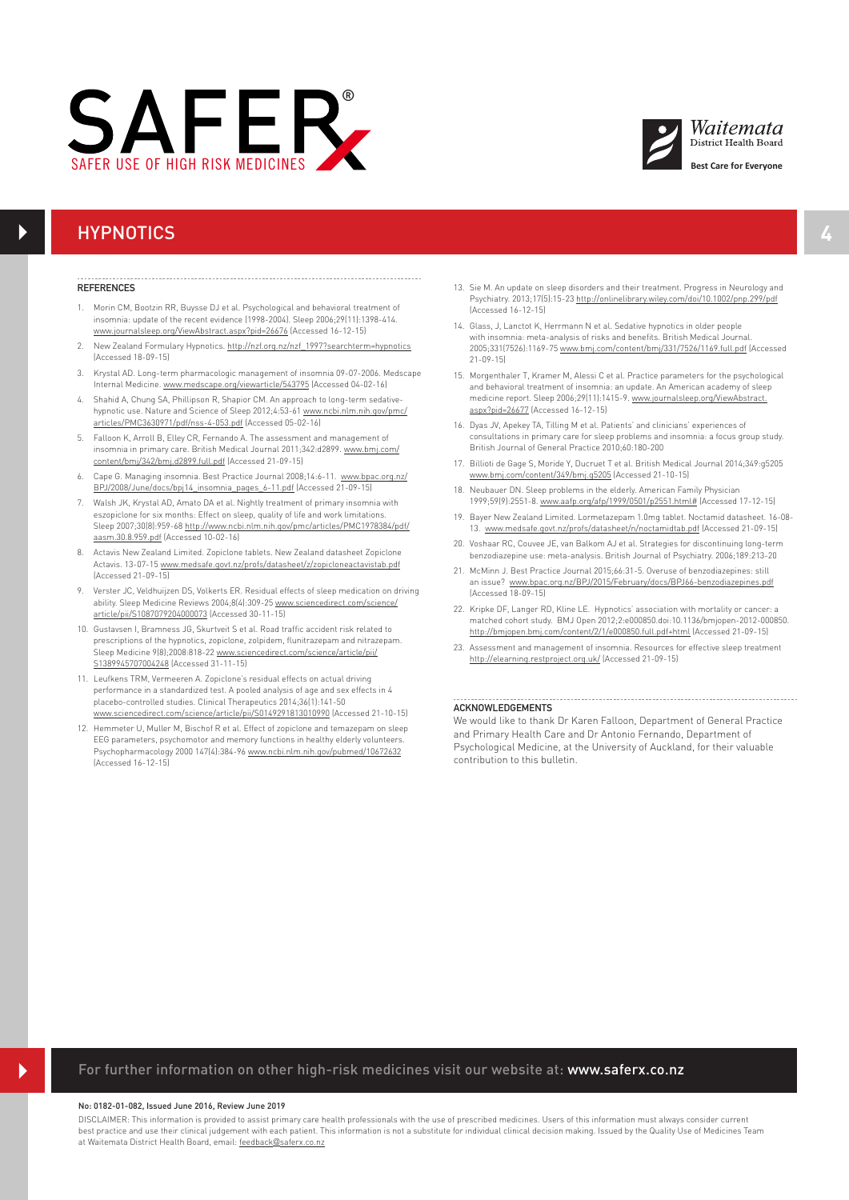SAFER
SAFER USE OF HIGH RISK MEDICINES

Waitemata District Health Board
Best Care for Everyone

## HYPNOTICS

### REFERENCES

1. Morin CM, Bootzin RR, Buysse DJ et al. Psychological and behavioral treatment of insomnia: update of the recent evidence (1998-2004). Sleep 2006;29(11):1398-414. www.journalsleep.org/ViewAbstract.aspx?pid=26676 (Accessed 16-12-15)
2. New Zealand Formulary Hypnotics. http://nzf.org.nz/nzf_1997?searchterm=hypnotics (Accessed 18-09-15)
3. Krystal AD. Long-term pharmacologic management of insomnia 09-07-2006. Medscape Internal Medicine. www.medscape.org/viewarticle/543795 (Accessed 04-02-16)
4. Shahid A, Chung SA, Phillipson R, Shapior CM. An approach to long-term sedative-hypnotic use. Nature and Science of Sleep 2012;4:53-61 www.ncbi.nlm.nih.gov/pmc/articles/PMC3630971/pdf/nss-4-053.pdf (Accessed 05-02-16)
5. Falloon K, Arroll B, Elley CR, Fernando A. The assessment and management of insomnia in primary care. British Medical Journal 2011;342:d2899. www.bmj.com/content/bmj/342/bmj.d2899.full.pdf (Accessed 21-09-15)
6. Cape G. Managing insomnia. Best Practice Journal 2008;14:6-11. www.bpac.org.nz/BPJ/2008/June/docs/bpj14_insomnia_pages_6-11.pdf (Accessed 21-09-15)
7. Walsh JK, Krystal AD, Amato DA et al. Nightly treatment of primary insomnia with eszopiclone for six months: Effect on sleep, quality of life and work limitations. Sleep 2007;30(8):959-68 http://www.ncbi.nlm.nih.gov/pmc/articles/PMC1978384/pdf/aasm.30.8.959.pdf (Accessed 10-02-16)
8. Actavis New Zealand Limited. Zopiclone tablets. New Zealand datasheet Zopiclone Actavis. 13-07-15 www.medsafe.govt.nz/profs/datasheet/z/zopicloneactavistab.pdf (Accessed 21-09-15)
9. Verster JC, Veldhuijzen DS, Volkerts ER. Residual effects of sleep medication on driving ability. Sleep Medicine Reviews 2004;8(4):309-25 www.sciencedirect.com/science/article/pii/S1087079204000073 (Accessed 30-11-15)
10. Gustavsen I, Bramness JG, Skurtveit S et al. Road traffic accident risk related to prescriptions of the hypnotics, zopiclone, zolpidem, flunitrazepam and nitrazepam. Sleep Medicine 9(8);2008:818-22 www.sciencedirect.com/science/article/pii/S1389945707004248 (Accessed 31-11-15)
11. Leufkens TRM, Vermeeren A. Zopiclone's residual effects on actual driving performance in a standardized test. A pooled analysis of age and sex effects in 4 placebo-controlled studies. Clinical Therapeutics 2014;36(1):141-50 www.sciencedirect.com/science/article/pii/S0149291813010990 (Accessed 21-10-15)
12. Hemmeter U, Muller M, Bischof R et al. Effect of zopiclone and temazepam on sleep EEG parameters, psychomotor and memory functions in healthy elderly volunteers. Psychopharmacology 2000 147(4):384-96 www.ncbi.nlm.nih.gov/pubmed/10672632 (Accessed 16-12-15)
13. Sie M. An update on sleep disorders and their treatment. Progress in Neurology and Psychiatry. 2013;17(5):15-23 http://onlinelibrary.wiley.com/doi/10.1002/pnp.299/pdf (Accessed 16-12-15)
14. Glass, J, Lanctot K, Herrmann N et al. Sedative hypnotics in older people with insomnia: meta-analysis of risks and benefits. British Medical Journal. 2005;331(7526):1169-75 www.bmj.com/content/bmj/331/7526/1169.full.pdf (Accessed 21-09-15)
15. Morgenthaler T, Kramer M, Alessi C et al. Practice parameters for the psychological and behavioral treatment of insomnia: an update. An American academy of sleep medicine report. Sleep 2006;29(11):1415-9. www.journalsleep.org/ViewAbstract.aspx?pid=26677 (Accessed 16-12-15)
16. Dyas JV, Apekey TA, Tilling M et al. Patients' and clinicians' experiences of consultations in primary care for sleep problems and insomnia: a focus group study. British Journal of General Practice 2010;60:180-200
17. Billioti de Gage S, Moride Y, Ducruet T et al. British Medical Journal 2014;349:g5205 www.bmj.com/content/349/bmj.g5205 (Accessed 21-10-15)
18. Neubauer DN. Sleep problems in the elderly. American Family Physician 1999;59(9):2551-8. www.aafp.org/afp/1999/0501/p2551.html# (Accessed 17-12-15)
19. Bayer New Zealand Limited. Lormetazepam 1.0mg tablet. Noctamid datasheet. 16-08-13. www.medsafe.govt.nz/profs/datasheet/n/noctamidtab.pdf (Accessed 21-09-15)
20. Voshaar RC, Couvee JE, van Balkom AJ et al. Strategies for discontinuing long-term benzodiazepine use: meta-analysis. British Journal of Psychiatry. 2006;189:213-20
21. McMinn J. Best Practice Journal 2015;66:31-5. Overuse of benzodiazepines: still an issue? www.bpac.org.nz/BPJ/2015/February/docs/BPJ66-benzodiazepines.pdf (Accessed 18-09-15)
22. Kripke DF, Langer RD, Kline LE. Hypnotics' association with mortality or cancer: a matched cohort study. BMJ Open 2012;2:e000850.doi:10.1136/bmjopen-2012-000850. http://bmjopen.bmj.com/content/2/1/e000850.full.pdf+html (Accessed 21-09-15)
23. Assessment and management of insomnia. Resources for effective sleep treatment http://elearning.restproject.org.uk/ (Accessed 21-09-15)

### ACKNOWLEDGEMENTS

We would like to thank Dr Karen Falloon, Department of General Practice and Primary Health Care and Dr Antonio Fernando, Department of Psychological Medicine, at the University of Auckland, for their valuable contribution to this bulletin.

For further information on other high-risk medicines visit our website at: www.saferx.co.nz

No: 0182-01-082, Issued June 2016, Review June 2019

DISCLAIMER: This information is provided to assist primary care health professionals with the use of prescribed medicines. Users of this information must always consider current best practice and use their clinical judgement with each patient. This information is not a substitute for individual clinical decision making. Issued by the Quality Use of Medicines Team at Waitemata District Health Board, email: feedback@saferx.co.nz